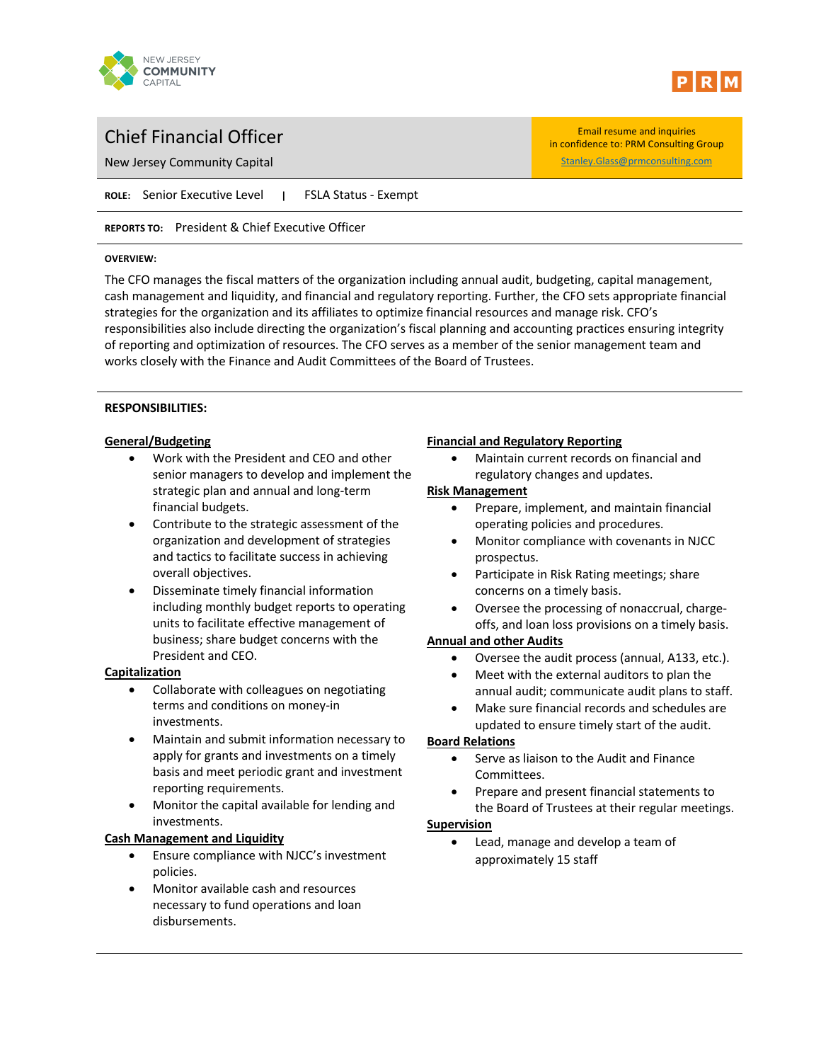NEW JERSEY
COMMUNITY
CAPITAL

PRM

# Chief Financial Officer

New Jersey Community Capital

Email resume and inquiries
in confidence to: PRM Consulting Group
Stanley.Glass@prmconsulting.com

**ROLE:** Senior Executive Level | FSLA Status - Exempt

**REPORTS TO:** President & Chief Executive Officer

**OVERVIEW:**

The CFO manages the fiscal matters of the organization including annual audit, budgeting, capital management, cash management and liquidity, and financial and regulatory reporting. Further, the CFO sets appropriate financial strategies for the organization and its affiliates to optimize financial resources and manage risk. CFO's responsibilities also include directing the organization's fiscal planning and accounting practices ensuring integrity of reporting and optimization of resources. The CFO serves as a member of the senior management team and works closely with the Finance and Audit Committees of the Board of Trustees.

**RESPONSIBILITIES:**

**General/Budgeting**

- Work with the President and CEO and other senior managers to develop and implement the strategic plan and annual and long-term financial budgets.
- Contribute to the strategic assessment of the organization and development of strategies and tactics to facilitate success in achieving overall objectives.
- Disseminate timely financial information including monthly budget reports to operating units to facilitate effective management of business; share budget concerns with the President and CEO.

**Capitalization**

- Collaborate with colleagues on negotiating terms and conditions on money-in investments.
- Maintain and submit information necessary to apply for grants and investments on a timely basis and meet periodic grant and investment reporting requirements.
- Monitor the capital available for lending and investments.

**Cash Management and Liquidity**

- Ensure compliance with NJCC's investment policies.
- Monitor available cash and resources necessary to fund operations and loan disbursements.

**Financial and Regulatory Reporting**

- Maintain current records on financial and regulatory changes and updates.

**Risk Management**

- Prepare, implement, and maintain financial operating policies and procedures.
- Monitor compliance with covenants in NJCC prospectus.
- Participate in Risk Rating meetings; share concerns on a timely basis.
- Oversee the processing of nonaccrual, charge-offs, and loan loss provisions on a timely basis.

**Annual and other Audits**

- Oversee the audit process (annual, A133, etc.).
- Meet with the external auditors to plan the annual audit; communicate audit plans to staff.
- Make sure financial records and schedules are updated to ensure timely start of the audit.

**Board Relations**

- Serve as liaison to the Audit and Finance Committees.
- Prepare and present financial statements to the Board of Trustees at their regular meetings.

**Supervision**

- Lead, manage and develop a team of approximately 15 staff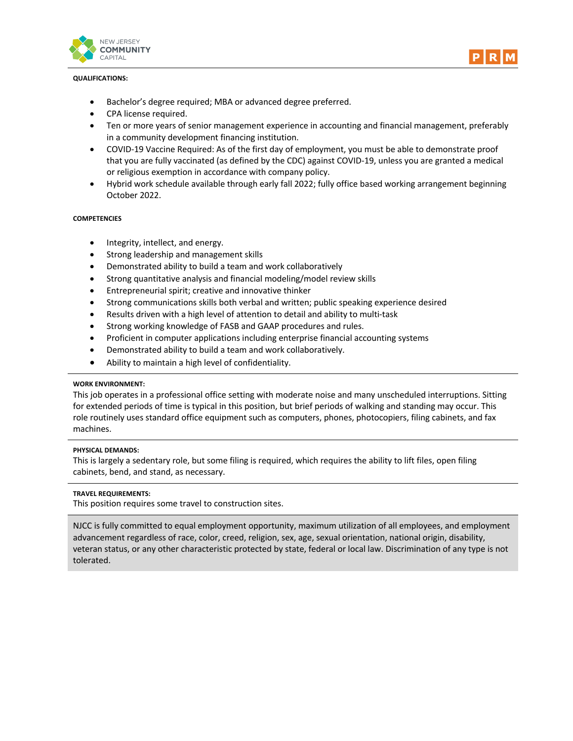**QUALIFICATIONS:**

- Bachelor's degree required; MBA or advanced degree preferred.
- CPA license required.
- Ten or more years of senior management experience in accounting and financial management, preferably in a community development financing institution.
- COVID-19 Vaccine Required: As of the first day of employment, you must be able to demonstrate proof that you are fully vaccinated (as defined by the CDC) against COVID-19, unless you are granted a medical or religious exemption in accordance with company policy.
- Hybrid work schedule available through early fall 2022; fully office based working arrangement beginning October 2022.

**COMPETENCIES**

- Integrity, intellect, and energy.
- Strong leadership and management skills
- Demonstrated ability to build a team and work collaboratively
- Strong quantitative analysis and financial modeling/model review skills
- Entrepreneurial spirit; creative and innovative thinker
- Strong communications skills both verbal and written; public speaking experience desired
- Results driven with a high level of attention to detail and ability to multi-task
- Strong working knowledge of FASB and GAAP procedures and rules.
- Proficient in computer applications including enterprise financial accounting systems
- Demonstrated ability to build a team and work collaboratively.
- Ability to maintain a high level of confidentiality.

**WORK ENVIRONMENT:**

This job operates in a professional office setting with moderate noise and many unscheduled interruptions. Sitting for extended periods of time is typical in this position, but brief periods of walking and standing may occur. This role routinely uses standard office equipment such as computers, phones, photocopiers, filing cabinets, and fax machines.

**PHYSICAL DEMANDS:**

This is largely a sedentary role, but some filing is required, which requires the ability to lift files, open filing cabinets, bend, and stand, as necessary.

**TRAVEL REQUIREMENTS:**

This position requires some travel to construction sites.

NJCC is fully committed to equal employment opportunity, maximum utilization of all employees, and employment advancement regardless of race, color, creed, religion, sex, age, sexual orientation, national origin, disability, veteran status, or any other characteristic protected by state, federal or local law. Discrimination of any type is not tolerated.